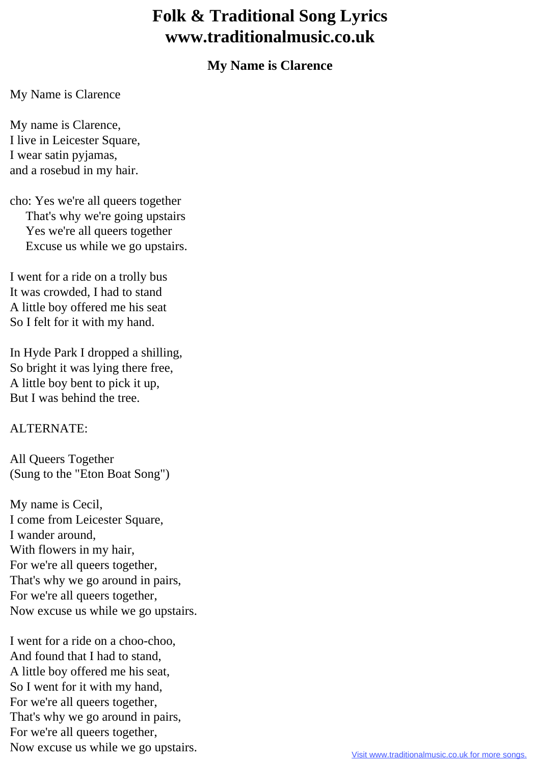# My Name is Clarence

My Name is Clarence

My name is Clarence,
I live in Leicester Square,
I wear satin pyjamas,
and a rosebud in my hair.

cho: Yes we're all queers together
That's why we're going upstairs
Yes we're all queers together
Excuse us while we go upstairs.

I went for a ride on a trolly bus
It was crowded, I had to stand
A little boy offered me his seat
So I felt for it with my hand.

In Hyde Park I dropped a shilling,
So bright it was lying there free,
A little boy bent to pick it up,
But I was behind the tree.

ALTERNATE:

All Queers Together
(Sung to the "Eton Boat Song")

My name is Cecil,
I come from Leicester Square,
I wander around,
With flowers in my hair,
For we're all queers together,
That's why we go around in pairs,
For we're all queers together,
Now excuse us while we go upstairs.

I went for a ride on a choo-choo,
And found that I had to stand,
A little boy offered me his seat,
So I went for it with my hand,
For we're all queers together,
That's why we go around in pairs,
For we're all queers together,
Now excuse us while we go upstairs.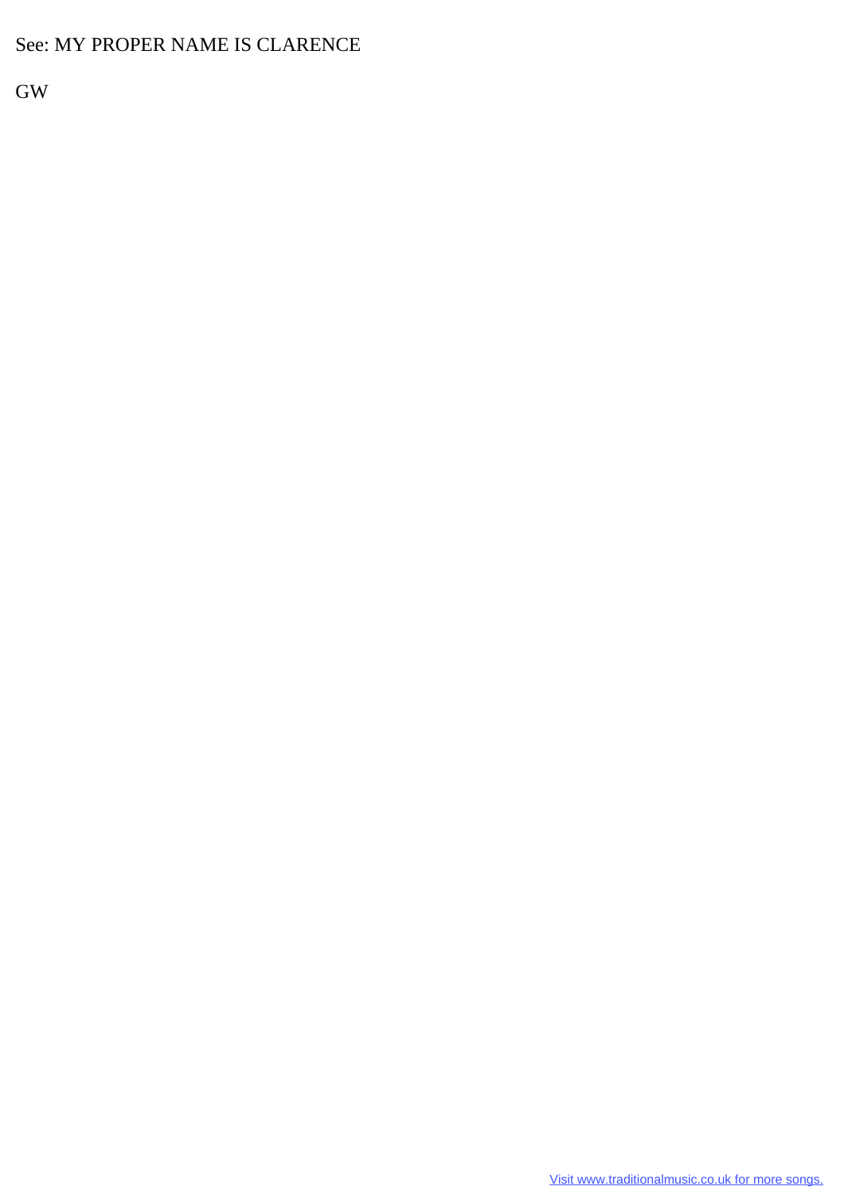See: MY PROPER NAME IS CLARENCE

GW